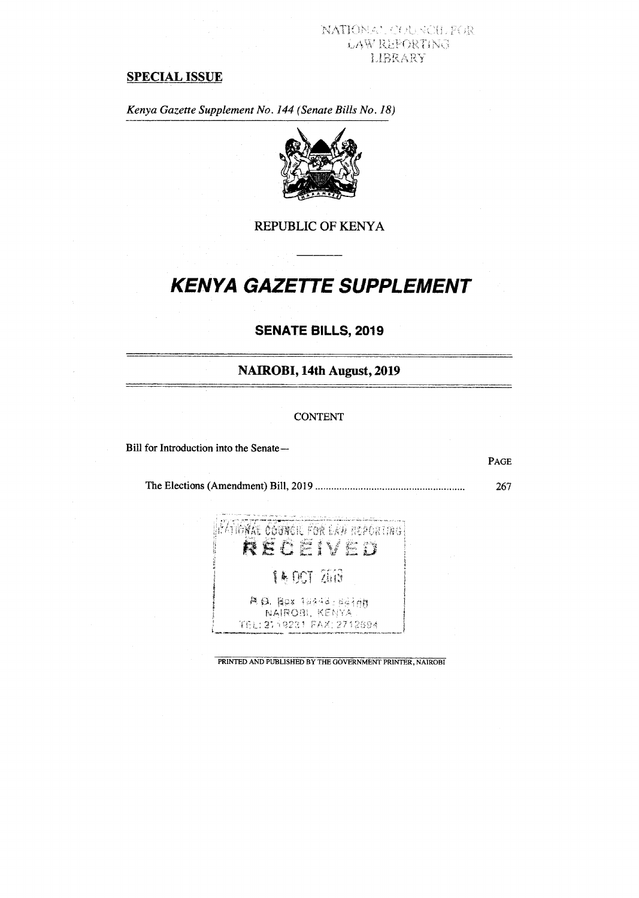NATIONAL COUNCIL FOR LAW REPORTING LIBRARY

**SPECIAL ISSUE**

*Kenya Gazette Supplement No. 144 (Senate Bills No. 18)*

REPUBLIC OF KENYA

# KENYA GAZETTE SUPPLEMENT

## SENATE BILLS, 2019

## NAIROBI, 14th August, 2019

CONTENT

Bill for Introduction into the Senate—

| | PAGE |
|---|---|
| The Elections (Amendment) Bill, 2019 ........................................................ | 267 |

NATIONAL COUNCIL FOR LAW REPORTING
RECEIVED
14 OCT 2019
P.O. Box 10443-00100
NAIROBI, KENYA
TEL: 2719231 FAX: 2712694

PRINTED AND PUBLISHED BY THE GOVERNMENT PRINTER, NAIROBI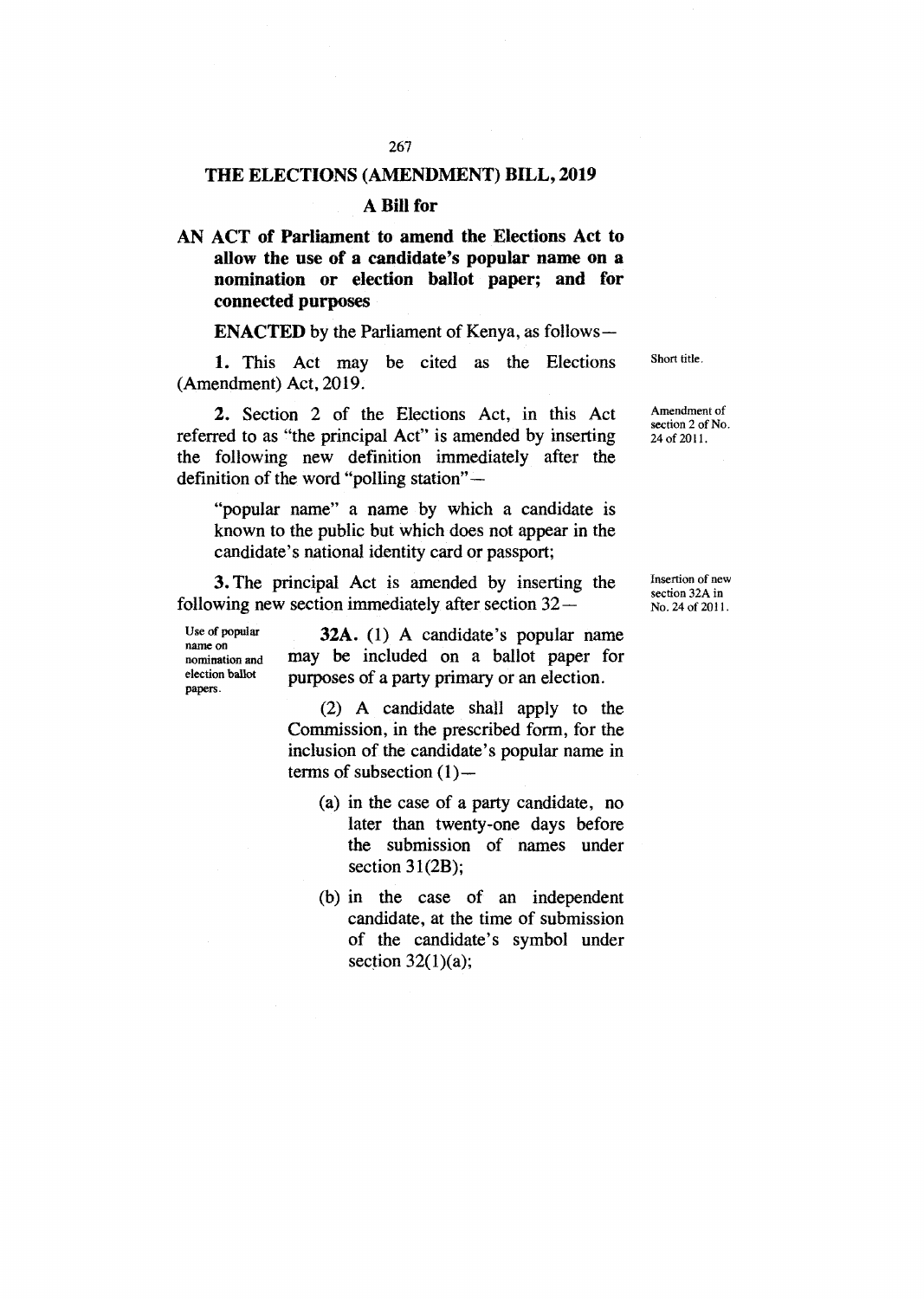# THE ELECTIONS (AMENDMENT) BILL, 2019

## A Bill for

**AN ACT of Parliament to amend the Elections Act to allow the use of a candidate's popular name on a nomination or election ballot paper; and for connected purposes**

**ENACTED** by the Parliament of Kenya, as follows—

Short title.

**1.** This Act may be cited as the Elections (Amendment) Act, 2019.

Amendment of section 2 of No. 24 of 2011.

**2.** Section 2 of the Elections Act, in this Act referred to as "the principal Act" is amended by inserting the following new definition immediately after the definition of the word "polling station"—

"popular name" a name by which a candidate is known to the public but which does not appear in the candidate's national identity card or passport;

Insertion of new section 32A in No. 24 of 2011.

**3.** The principal Act is amended by inserting the following new section immediately after section 32—

Use of popular name on nomination and election ballot papers.

**32A.** (1) A candidate's popular name may be included on a ballot paper for purposes of a party primary or an election.

(2) A candidate shall apply to the Commission, in the prescribed form, for the inclusion of the candidate's popular name in terms of subsection (1)—

(a) in the case of a party candidate, no later than twenty-one days before the submission of names under section 31(2B);

(b) in the case of an independent candidate, at the time of submission of the candidate's symbol under section 32(1)(a);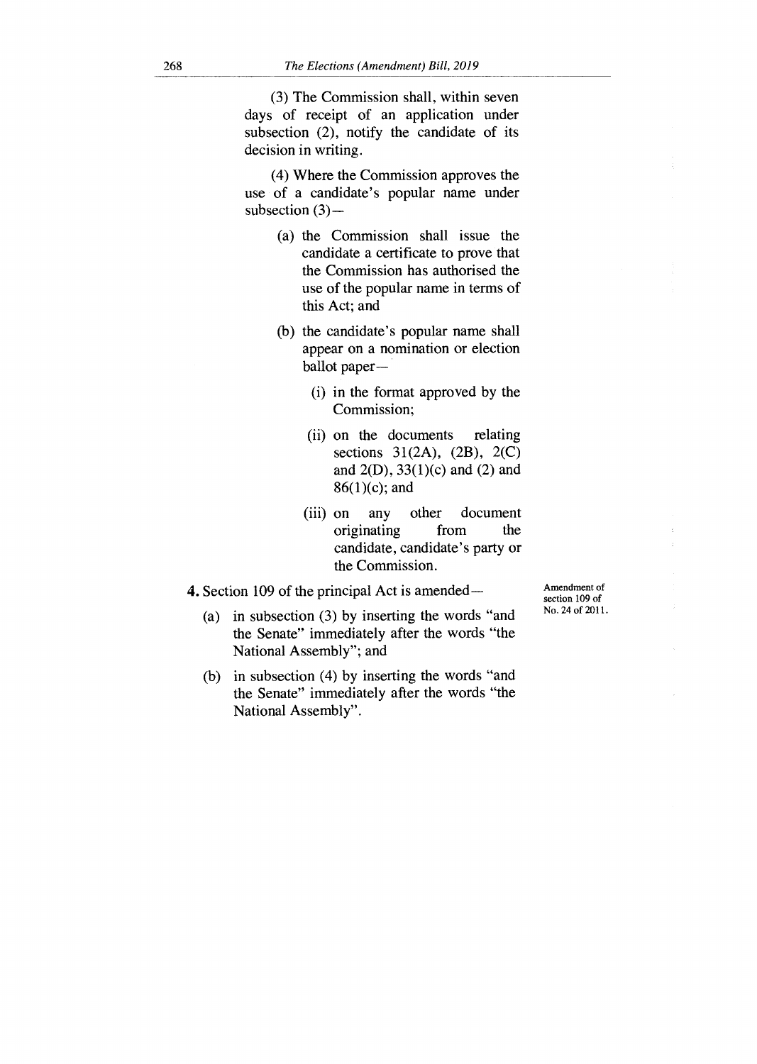(3) The Commission shall, within seven days of receipt of an application under subsection (2), notify the candidate of its decision in writing.

(4) Where the Commission approves the use of a candidate's popular name under subsection (3)—

(a) the Commission shall issue the candidate a certificate to prove that the Commission has authorised the use of the popular name in terms of this Act; and

(b) the candidate's popular name shall appear on a nomination or election ballot paper—

(i) in the format approved by the Commission;

(ii) on the documents relating sections 31(2A), (2B), 2(C) and 2(D), 33(1)(c) and (2) and 86(1)(c); and

(iii) on any other document originating from the candidate, candidate's party or the Commission.

**4.** Section 109 of the principal Act is amended—

Amendment of section 109 of No. 24 of 2011.

(a) in subsection (3) by inserting the words "and the Senate" immediately after the words "the National Assembly"; and

(b) in subsection (4) by inserting the words "and the Senate" immediately after the words "the National Assembly".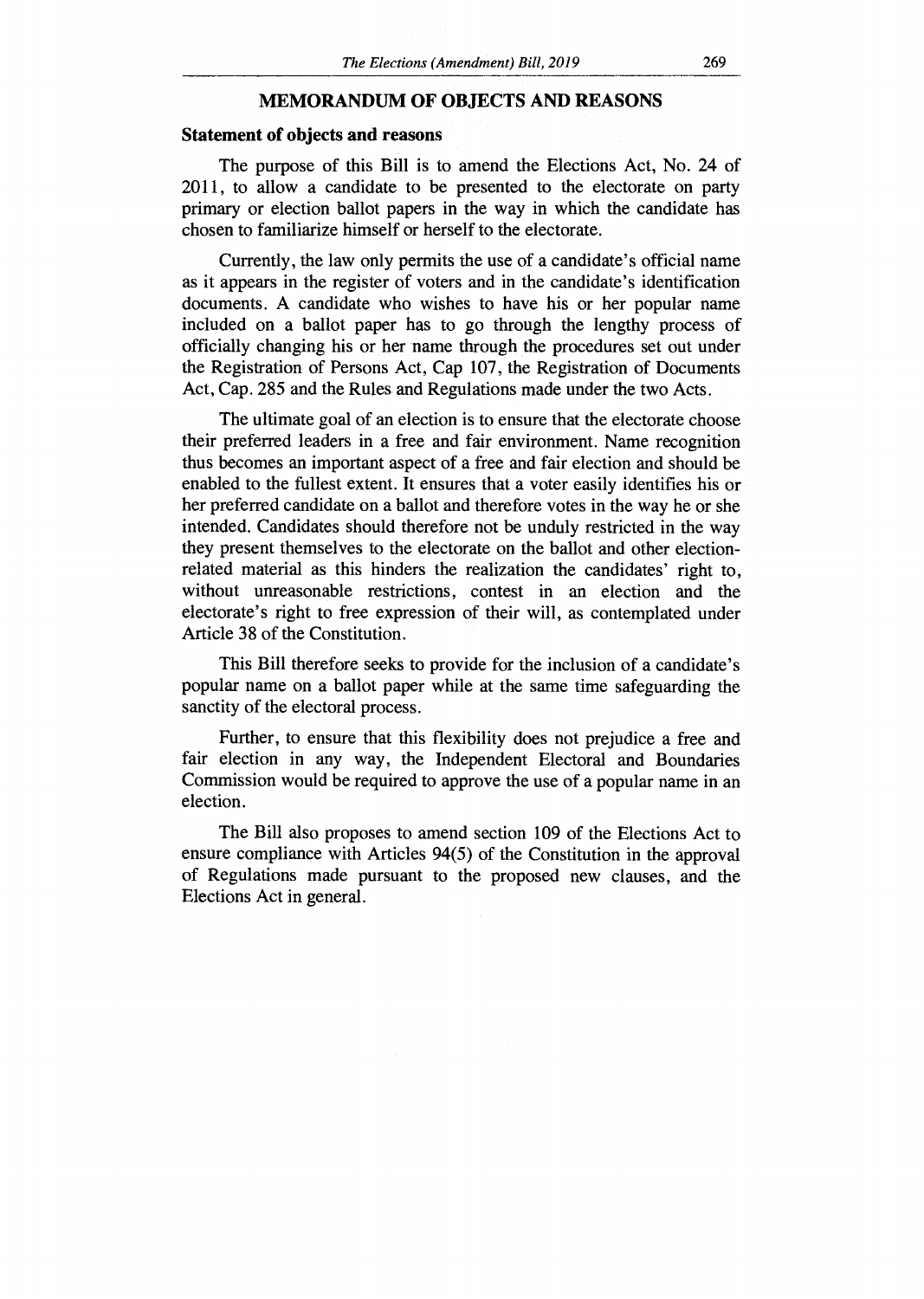## MEMORANDUM OF OBJECTS AND REASONS

### Statement of objects and reasons

The purpose of this Bill is to amend the Elections Act, No. 24 of 2011, to allow a candidate to be presented to the electorate on party primary or election ballot papers in the way in which the candidate has chosen to familiarize himself or herself to the electorate.

Currently, the law only permits the use of a candidate's official name as it appears in the register of voters and in the candidate's identification documents. A candidate who wishes to have his or her popular name included on a ballot paper has to go through the lengthy process of officially changing his or her name through the procedures set out under the Registration of Persons Act, Cap 107, the Registration of Documents Act, Cap. 285 and the Rules and Regulations made under the two Acts.

The ultimate goal of an election is to ensure that the electorate choose their preferred leaders in a free and fair environment. Name recognition thus becomes an important aspect of a free and fair election and should be enabled to the fullest extent. It ensures that a voter easily identifies his or her preferred candidate on a ballot and therefore votes in the way he or she intended. Candidates should therefore not be unduly restricted in the way they present themselves to the electorate on the ballot and other election-related material as this hinders the realization the candidates' right to, without unreasonable restrictions, contest in an election and the electorate's right to free expression of their will, as contemplated under Article 38 of the Constitution.

This Bill therefore seeks to provide for the inclusion of a candidate's popular name on a ballot paper while at the same time safeguarding the sanctity of the electoral process.

Further, to ensure that this flexibility does not prejudice a free and fair election in any way, the Independent Electoral and Boundaries Commission would be required to approve the use of a popular name in an election.

The Bill also proposes to amend section 109 of the Elections Act to ensure compliance with Articles 94(5) of the Constitution in the approval of Regulations made pursuant to the proposed new clauses, and the Elections Act in general.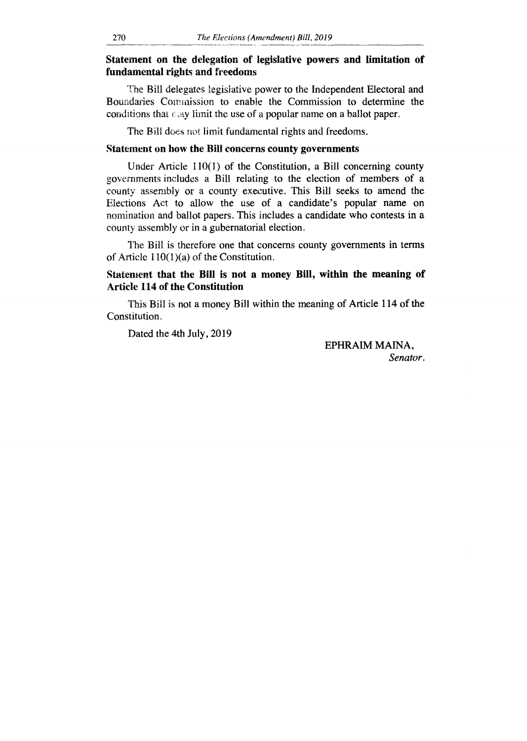**Statement on the delegation of legislative powers and limitation of fundamental rights and freedoms**

The Bill delegates legislative power to the Independent Electoral and Boundaries Commission to enable the Commission to determine the conditions that may limit the use of a popular name on a ballot paper.

The Bill does not limit fundamental rights and freedoms.

**Statement on how the Bill concerns county governments**

Under Article 110(1) of the Constitution, a Bill concerning county governments includes a Bill relating to the election of members of a county assembly or a county executive. This Bill seeks to amend the Elections Act to allow the use of a candidate's popular name on nomination and ballot papers. This includes a candidate who contests in a county assembly or in a gubernatorial election.

The Bill is therefore one that concerns county governments in terms of Article 110(1)(a) of the Constitution.

**Statement that the Bill is not a money Bill, within the meaning of Article 114 of the Constitution**

This Bill is not a money Bill within the meaning of Article 114 of the Constitution.

Dated the 4th July, 2019

EPHRAIM MAINA,
*Senator.*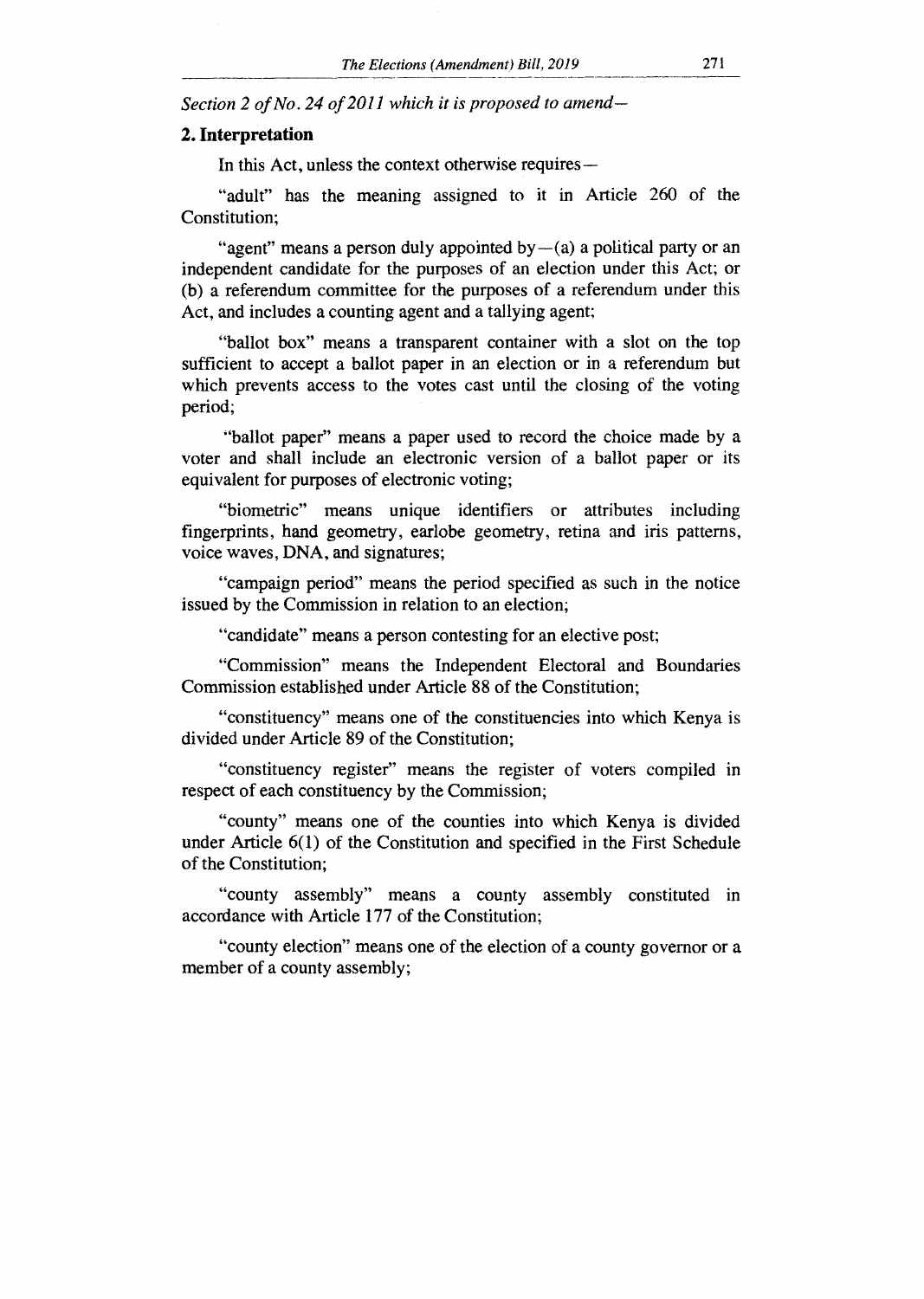*Section 2 of No. 24 of 2011 which it is proposed to amend—*

**2. Interpretation**

In this Act, unless the context otherwise requires—

"adult" has the meaning assigned to it in Article 260 of the Constitution;

"agent" means a person duly appointed by—(a) a political party or an independent candidate for the purposes of an election under this Act; or (b) a referendum committee for the purposes of a referendum under this Act, and includes a counting agent and a tallying agent;

"ballot box" means a transparent container with a slot on the top sufficient to accept a ballot paper in an election or in a referendum but which prevents access to the votes cast until the closing of the voting period;

"ballot paper" means a paper used to record the choice made by a voter and shall include an electronic version of a ballot paper or its equivalent for purposes of electronic voting;

"biometric" means unique identifiers or attributes including fingerprints, hand geometry, earlobe geometry, retina and iris patterns, voice waves, DNA, and signatures;

"campaign period" means the period specified as such in the notice issued by the Commission in relation to an election;

"candidate" means a person contesting for an elective post;

"Commission" means the Independent Electoral and Boundaries Commission established under Article 88 of the Constitution;

"constituency" means one of the constituencies into which Kenya is divided under Article 89 of the Constitution;

"constituency register" means the register of voters compiled in respect of each constituency by the Commission;

"county" means one of the counties into which Kenya is divided under Article 6(1) of the Constitution and specified in the First Schedule of the Constitution;

"county assembly" means a county assembly constituted in accordance with Article 177 of the Constitution;

"county election" means one of the election of a county governor or a member of a county assembly;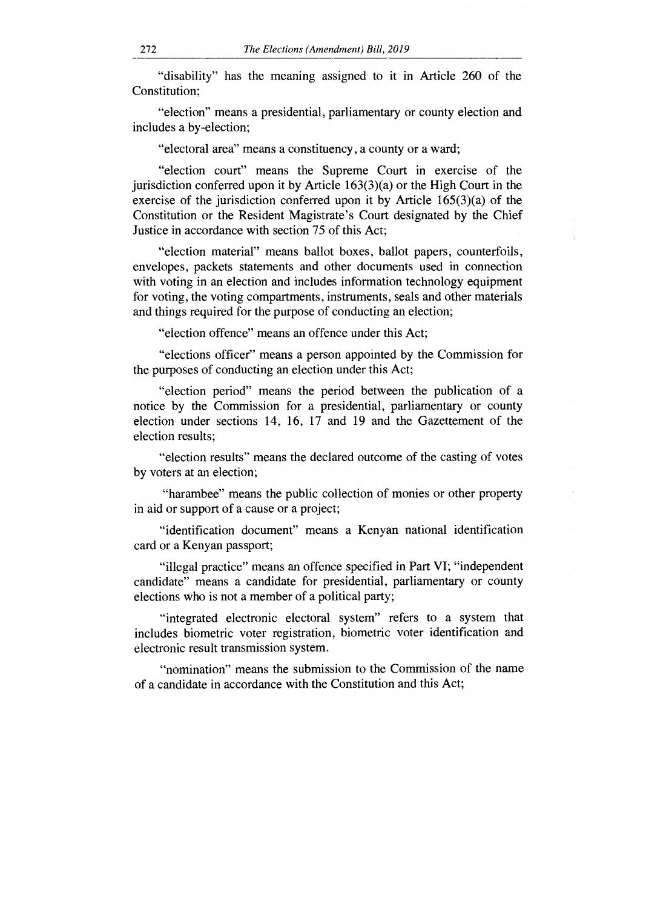"disability" has the meaning assigned to it in Article 260 of the Constitution;

"election" means a presidential, parliamentary or county election and includes a by-election;

"electoral area" means a constituency, a county or a ward;

"election court" means the Supreme Court in exercise of the jurisdiction conferred upon it by Article 163(3)(a) or the High Court in the exercise of the jurisdiction conferred upon it by Article 165(3)(a) of the Constitution or the Resident Magistrate's Court designated by the Chief Justice in accordance with section 75 of this Act;

"election material" means ballot boxes, ballot papers, counterfoils, envelopes, packets statements and other documents used in connection with voting in an election and includes information technology equipment for voting, the voting compartments, instruments, seals and other materials and things required for the purpose of conducting an election;

"election offence" means an offence under this Act;

"elections officer" means a person appointed by the Commission for the purposes of conducting an election under this Act;

"election period" means the period between the publication of a notice by the Commission for a presidential, parliamentary or county election under sections 14, 16, 17 and 19 and the Gazettement of the election results;

"election results" means the declared outcome of the casting of votes by voters at an election;

"harambee" means the public collection of monies or other property in aid or support of a cause or a project;

"identification document" means a Kenyan national identification card or a Kenyan passport;

"illegal practice" means an offence specified in Part VI; "independent candidate" means a candidate for presidential, parliamentary or county elections who is not a member of a political party;

"integrated electronic electoral system" refers to a system that includes biometric voter registration, biometric voter identification and electronic result transmission system.

"nomination" means the submission to the Commission of the name of a candidate in accordance with the Constitution and this Act;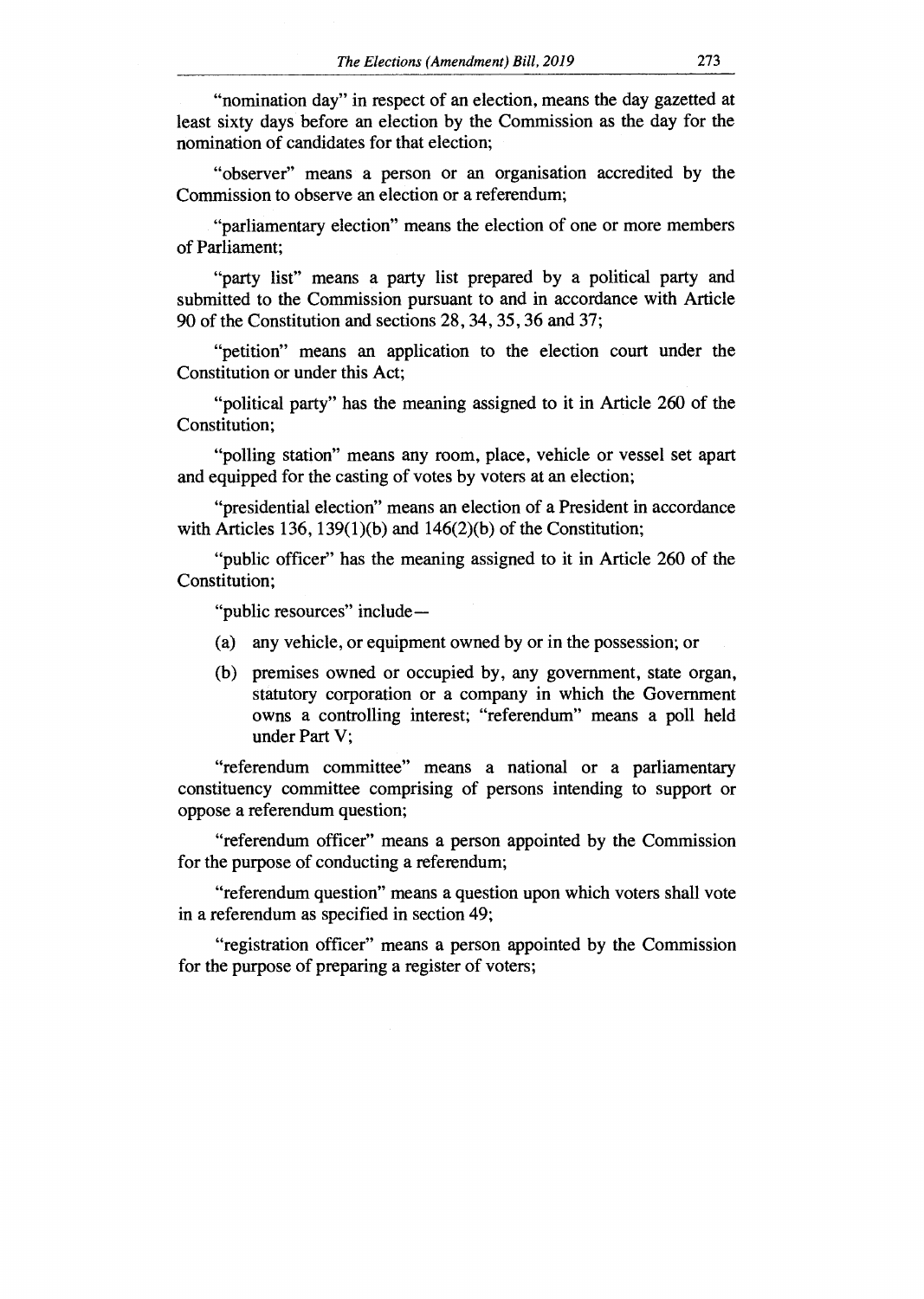"nomination day" in respect of an election, means the day gazetted at least sixty days before an election by the Commission as the day for the nomination of candidates for that election;

"observer" means a person or an organisation accredited by the Commission to observe an election or a referendum;

"parliamentary election" means the election of one or more members of Parliament;

"party list" means a party list prepared by a political party and submitted to the Commission pursuant to and in accordance with Article 90 of the Constitution and sections 28, 34, 35, 36 and 37;

"petition" means an application to the election court under the Constitution or under this Act;

"political party" has the meaning assigned to it in Article 260 of the Constitution;

"polling station" means any room, place, vehicle or vessel set apart and equipped for the casting of votes by voters at an election;

"presidential election" means an election of a President in accordance with Articles 136, 139(1)(b) and 146(2)(b) of the Constitution;

"public officer" has the meaning assigned to it in Article 260 of the Constitution;

"public resources" include—

(a) any vehicle, or equipment owned by or in the possession; or

(b) premises owned or occupied by, any government, state organ, statutory corporation or a company in which the Government owns a controlling interest; "referendum" means a poll held under Part V;

"referendum committee" means a national or a parliamentary constituency committee comprising of persons intending to support or oppose a referendum question;

"referendum officer" means a person appointed by the Commission for the purpose of conducting a referendum;

"referendum question" means a question upon which voters shall vote in a referendum as specified in section 49;

"registration officer" means a person appointed by the Commission for the purpose of preparing a register of voters;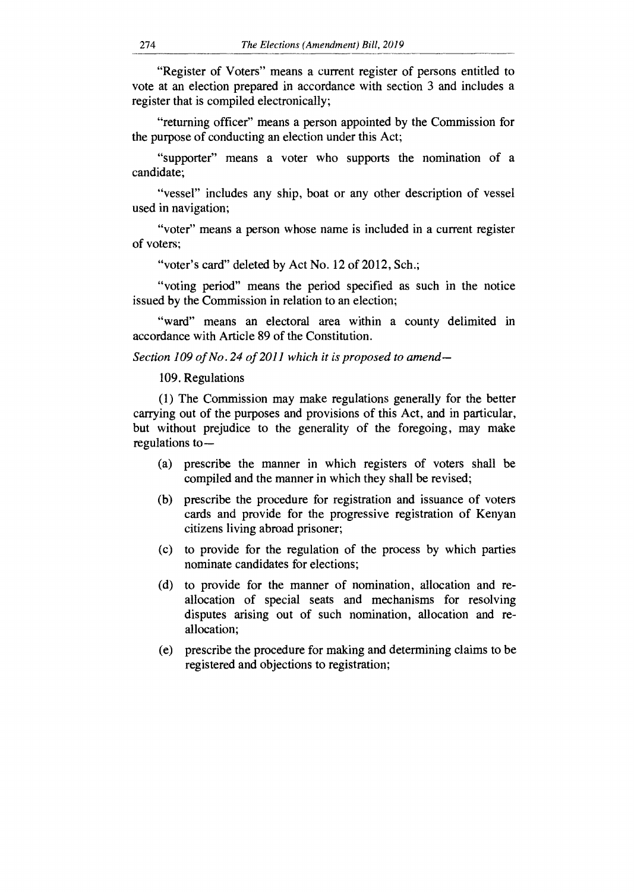"Register of Voters" means a current register of persons entitled to vote at an election prepared in accordance with section 3 and includes a register that is compiled electronically;

"returning officer" means a person appointed by the Commission for the purpose of conducting an election under this Act;

"supporter" means a voter who supports the nomination of a candidate;

"vessel" includes any ship, boat or any other description of vessel used in navigation;

"voter" means a person whose name is included in a current register of voters;

"voter's card" deleted by Act No. 12 of 2012, Sch.;

"voting period" means the period specified as such in the notice issued by the Commission in relation to an election;

"ward" means an electoral area within a county delimited in accordance with Article 89 of the Constitution.

*Section 109 of No. 24 of 2011 which it is proposed to amend—*

109. Regulations

(1) The Commission may make regulations generally for the better carrying out of the purposes and provisions of this Act, and in particular, but without prejudice to the generality of the foregoing, may make regulations to—

- (a) prescribe the manner in which registers of voters shall be compiled and the manner in which they shall be revised;
- (b) prescribe the procedure for registration and issuance of voters cards and provide for the progressive registration of Kenyan citizens living abroad prisoner;
- (c) to provide for the regulation of the process by which parties nominate candidates for elections;
- (d) to provide for the manner of nomination, allocation and re-allocation of special seats and mechanisms for resolving disputes arising out of such nomination, allocation and re-allocation;
- (e) prescribe the procedure for making and determining claims to be registered and objections to registration;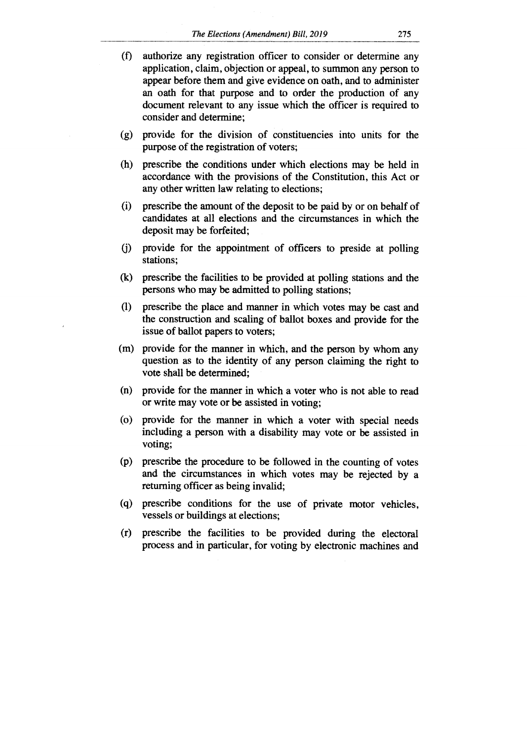(f) authorize any registration officer to consider or determine any application, claim, objection or appeal, to summon any person to appear before them and give evidence on oath, and to administer an oath for that purpose and to order the production of any document relevant to any issue which the officer is required to consider and determine;

(g) provide for the division of constituencies into units for the purpose of the registration of voters;

(h) prescribe the conditions under which elections may be held in accordance with the provisions of the Constitution, this Act or any other written law relating to elections;

(i) prescribe the amount of the deposit to be paid by or on behalf of candidates at all elections and the circumstances in which the deposit may be forfeited;

(j) provide for the appointment of officers to preside at polling stations;

(k) prescribe the facilities to be provided at polling stations and the persons who may be admitted to polling stations;

(l) prescribe the place and manner in which votes may be cast and the construction and scaling of ballot boxes and provide for the issue of ballot papers to voters;

(m) provide for the manner in which, and the person by whom any question as to the identity of any person claiming the right to vote shall be determined;

(n) provide for the manner in which a voter who is not able to read or write may vote or be assisted in voting;

(o) provide for the manner in which a voter with special needs including a person with a disability may vote or be assisted in voting;

(p) prescribe the procedure to be followed in the counting of votes and the circumstances in which votes may be rejected by a returning officer as being invalid;

(q) prescribe conditions for the use of private motor vehicles, vessels or buildings at elections;

(r) prescribe the facilities to be provided during the electoral process and in particular, for voting by electronic machines and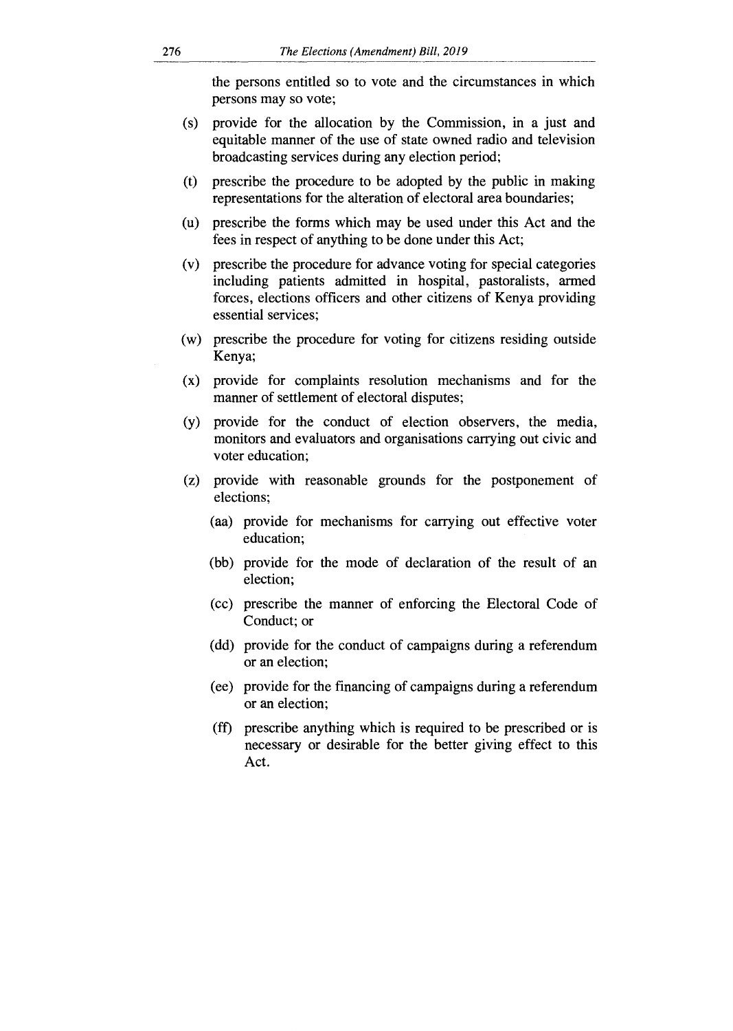the persons entitled so to vote and the circumstances in which persons may so vote;

(s) provide for the allocation by the Commission, in a just and equitable manner of the use of state owned radio and television broadcasting services during any election period;

(t) prescribe the procedure to be adopted by the public in making representations for the alteration of electoral area boundaries;

(u) prescribe the forms which may be used under this Act and the fees in respect of anything to be done under this Act;

(v) prescribe the procedure for advance voting for special categories including patients admitted in hospital, pastoralists, armed forces, elections officers and other citizens of Kenya providing essential services;

(w) prescribe the procedure for voting for citizens residing outside Kenya;

(x) provide for complaints resolution mechanisms and for the manner of settlement of electoral disputes;

(y) provide for the conduct of election observers, the media, monitors and evaluators and organisations carrying out civic and voter education;

(z) provide with reasonable grounds for the postponement of elections;

(aa) provide for mechanisms for carrying out effective voter education;

(bb) provide for the mode of declaration of the result of an election;

(cc) prescribe the manner of enforcing the Electoral Code of Conduct; or

(dd) provide for the conduct of campaigns during a referendum or an election;

(ee) provide for the financing of campaigns during a referendum or an election;

(ff) prescribe anything which is required to be prescribed or is necessary or desirable for the better giving effect to this Act.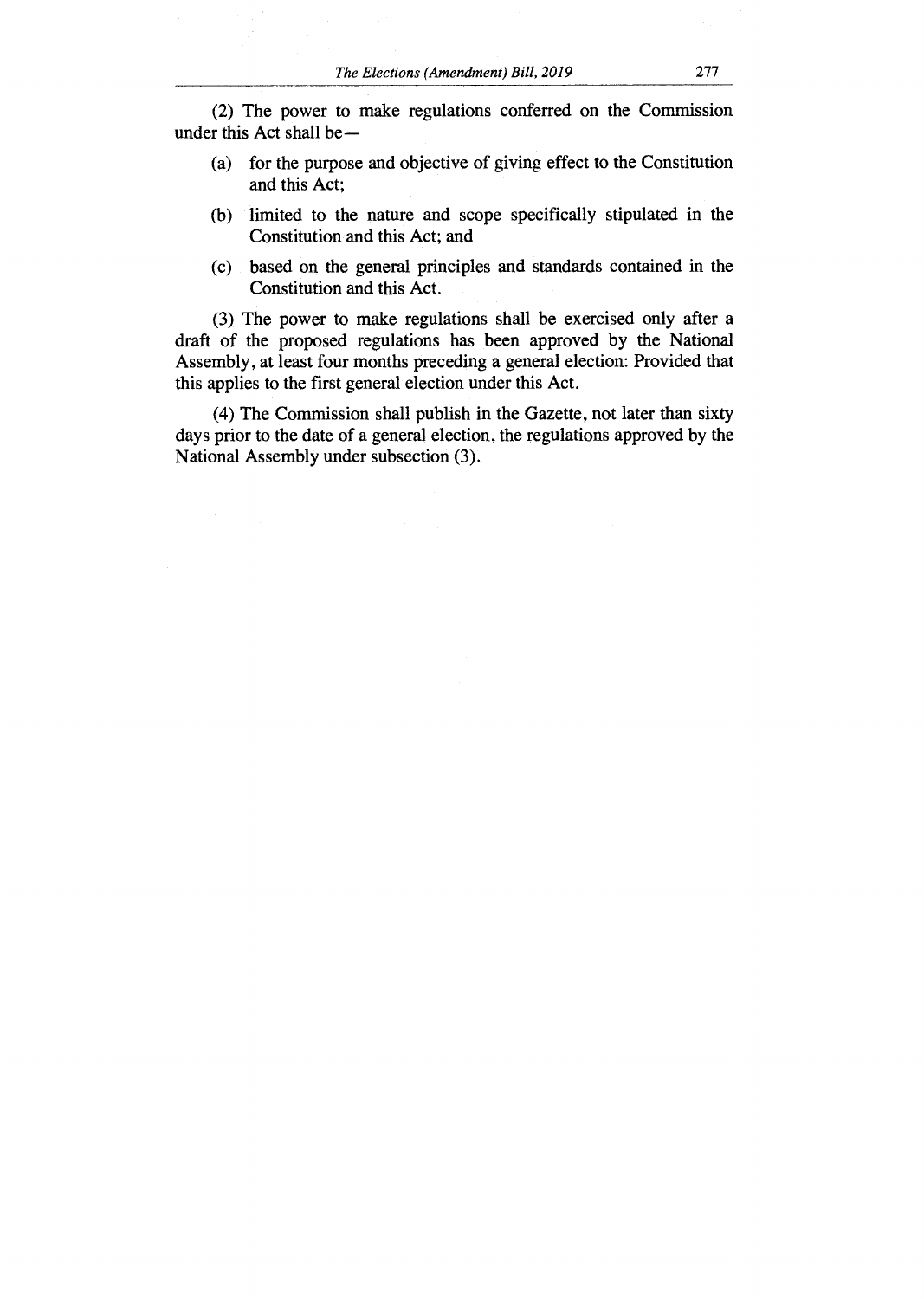(2) The power to make regulations conferred on the Commission under this Act shall be—

(a) for the purpose and objective of giving effect to the Constitution and this Act;

(b) limited to the nature and scope specifically stipulated in the Constitution and this Act; and

(c) based on the general principles and standards contained in the Constitution and this Act.

(3) The power to make regulations shall be exercised only after a draft of the proposed regulations has been approved by the National Assembly, at least four months preceding a general election: Provided that this applies to the first general election under this Act.

(4) The Commission shall publish in the Gazette, not later than sixty days prior to the date of a general election, the regulations approved by the National Assembly under subsection (3).